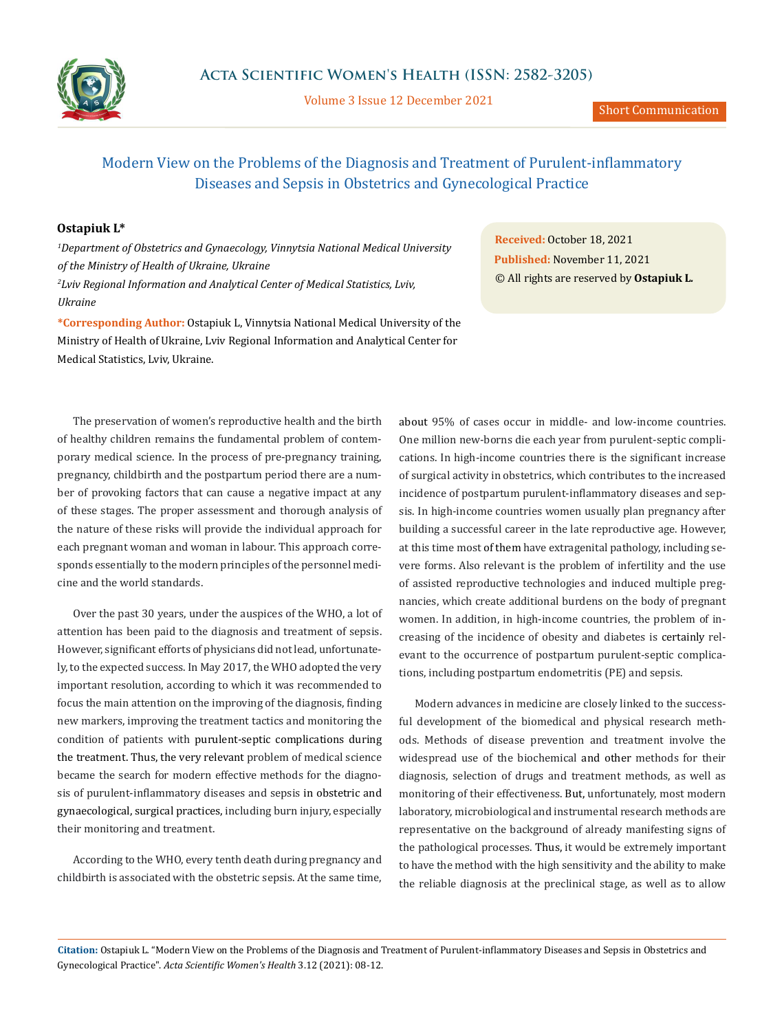Short Communication

# Modern View on the Problems of the Diagnosis and Treatment of Purulent-inflammatory Diseases and Sepsis in Obstetrics and Gynecological Practice

**Ostapiuk L***

*[1]Department of Obstetrics and Gynaecology, Vinnytsia National Medical University of the Ministry of Health of Ukraine, Ukraine*

*[2]Lviv Regional Information and Analytical Center of Medical Statistics, Lviv, Ukraine*

**\*Corresponding Author:** Ostapiuk L, Vinnytsia National Medical University of the Ministry of Health of Ukraine, Lviv Regional Information and Analytical Center for Medical Statistics, Lviv, Ukraine.

**Received:** October 18, 2021
**Published:** November 11, 2021
© All rights are reserved by **Ostapiuk L.**

The preservation of women's reproductive health and the birth of healthy children remains the fundamental problem of contemporary medical science. In the process of pre-pregnancy training, pregnancy, childbirth and the postpartum period there are a number of provoking factors that can cause a negative impact at any of these stages. The proper assessment and thorough analysis of the nature of these risks will provide the individual approach for each pregnant woman and woman in labour. This approach corresponds essentially to the modern principles of the personnel medicine and the world standards.

Over the past 30 years, under the auspices of the WHO, a lot of attention has been paid to the diagnosis and treatment of sepsis. However, significant efforts of physicians did not lead, unfortunately, to the expected success. In May 2017, the WHO adopted the very important resolution, according to which it was recommended to focus the main attention on the improving of the diagnosis, finding new markers, improving the treatment tactics and monitoring the condition of patients with purulent-septic complications during the treatment. Thus, the very relevant problem of medical science became the search for modern effective methods for the diagnosis of purulent-inflammatory diseases and sepsis in obstetric and gynaecological, surgical practices, including burn injury, especially their monitoring and treatment.

According to the WHO, every tenth death during pregnancy and childbirth is associated with the obstetric sepsis. At the same time, about 95% of cases occur in middle- and low-income countries. One million new-borns die each year from purulent-septic complications. In high-income countries there is the significant increase of surgical activity in obstetrics, which contributes to the increased incidence of postpartum purulent-inflammatory diseases and sepsis. In high-income countries women usually plan pregnancy after building a successful career in the late reproductive age. However, at this time most of them have extragenital pathology, including severe forms. Also relevant is the problem of infertility and the use of assisted reproductive technologies and induced multiple pregnancies, which create additional burdens on the body of pregnant women. In addition, in high-income countries, the problem of increasing of the incidence of obesity and diabetes is certainly relevant to the occurrence of postpartum purulent-septic complications, including postpartum endometritis (PE) and sepsis.

Modern advances in medicine are closely linked to the successful development of the biomedical and physical research methods. Methods of disease prevention and treatment involve the widespread use of the biochemical and other methods for their diagnosis, selection of drugs and treatment methods, as well as monitoring of their effectiveness. But, unfortunately, most modern laboratory, microbiological and instrumental research methods are representative on the background of already manifesting signs of the pathological processes. Thus, it would be extremely important to have the method with the high sensitivity and the ability to make the reliable diagnosis at the preclinical stage, as well as to allow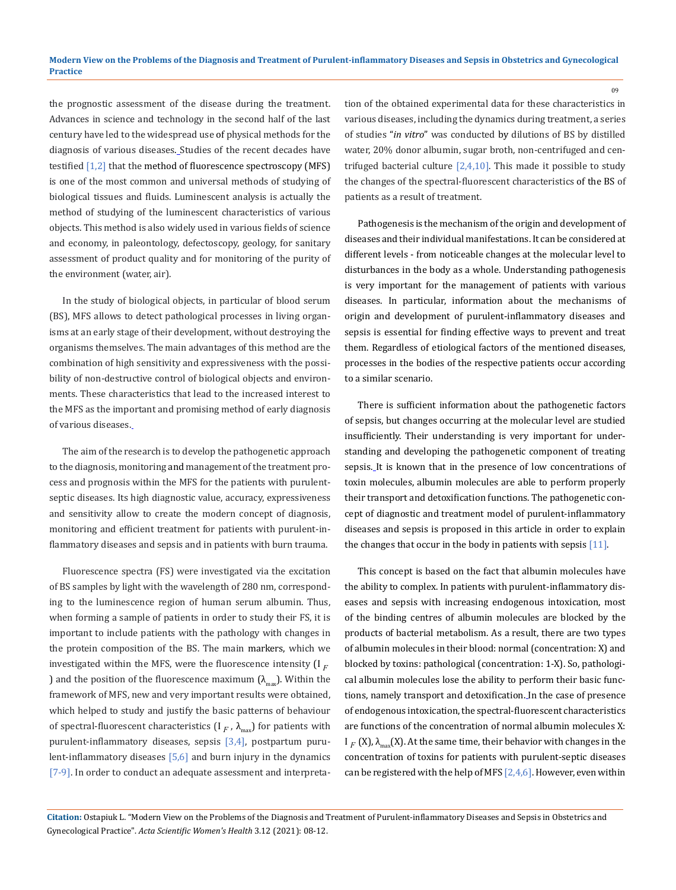the prognostic assessment of the disease during the treatment. Advances in science and technology in the second half of the last century have led to the widespread use of physical methods for the diagnosis of various diseases. Studies of the recent decades have testified [1,2] that the method of fluorescence spectroscopy (MFS) is one of the most common and universal methods of studying of biological tissues and fluids. Luminescent analysis is actually the method of studying of the luminescent characteristics of various objects. This method is also widely used in various fields of science and economy, in paleontology, defectoscopy, geology, for sanitary assessment of product quality and for monitoring of the purity of the environment (water, air).

In the study of biological objects, in particular of blood serum (BS), MFS allows to detect pathological processes in living organisms at an early stage of their development, without destroying the organisms themselves. The main advantages of this method are the combination of high sensitivity and expressiveness with the possibility of non-destructive control of biological objects and environments. These characteristics that lead to the increased interest to the MFS as the important and promising method of early diagnosis of various diseases.

The aim of the research is to develop the pathogenetic approach to the diagnosis, monitoring and management of the treatment process and prognosis within the MFS for the patients with purulent-septic diseases. Its high diagnostic value, accuracy, expressiveness and sensitivity allow to create the modern concept of diagnosis, monitoring and efficient treatment for patients with purulent-inflammatory diseases and sepsis and in patients with burn trauma.

Fluorescence spectra (FS) were investigated via the excitation of BS samples by light with the wavelength of 280 nm, corresponding to the luminescence region of human serum albumin. Thus, when forming a sample of patients in order to study their FS, it is important to include patients with the pathology with changes in the protein composition of the BS. The main markers, which we investigated within the MFS, were the fluorescence intensity ($I_F$) and the position of the fluorescence maximum ($\lambda_{max}$). Within the framework of MFS, new and very important results were obtained, which helped to study and justify the basic patterns of behaviour of spectral-fluorescent characteristics ($I_F$, $\lambda_{max}$) for patients with purulent-inflammatory diseases, sepsis [3,4], postpartum purulent-inflammatory diseases [5,6] and burn injury in the dynamics [7-9]. In order to conduct an adequate assessment and interpretation of the obtained experimental data for these characteristics in various diseases, including the dynamics during treatment, a series of studies "*in vitro*" was conducted by dilutions of BS by distilled water, 20% donor albumin, sugar broth, non-centrifuged and centrifuged bacterial culture [2,4,10]. This made it possible to study the changes of the spectral-fluorescent characteristics of the BS of patients as a result of treatment.

Pathogenesis is the mechanism of the origin and development of diseases and their individual manifestations. It can be considered at different levels - from noticeable changes at the molecular level to disturbances in the body as a whole. Understanding pathogenesis is very important for the management of patients with various diseases. In particular, information about the mechanisms of origin and development of purulent-inflammatory diseases and sepsis is essential for finding effective ways to prevent and treat them. Regardless of etiological factors of the mentioned diseases, processes in the bodies of the respective patients occur according to a similar scenario.

There is sufficient information about the pathogenetic factors of sepsis, but changes occurring at the molecular level are studied insufficiently. Their understanding is very important for understanding and developing the pathogenetic component of treating sepsis. It is known that in the presence of low concentrations of toxin molecules, albumin molecules are able to perform properly their transport and detoxification functions. The pathogenetic concept of diagnostic and treatment model of purulent-inflammatory diseases and sepsis is proposed in this article in order to explain the changes that occur in the body in patients with sepsis [11].

This concept is based on the fact that albumin molecules have the ability to complex. In patients with purulent-inflammatory diseases and sepsis with increasing endogenous intoxication, most of the binding centres of albumin molecules are blocked by the products of bacterial metabolism. As a result, there are two types of albumin molecules in their blood: normal (concentration: X) and blocked by toxins: pathological (concentration: 1-X). So, pathological albumin molecules lose the ability to perform their basic functions, namely transport and detoxification. In the case of presence of endogenous intoxication, the spectral-fluorescent characteristics are functions of the concentration of normal albumin molecules X: $I_F$ (X), $\lambda_{max}$(X). At the same time, their behavior with changes in the concentration of toxins for patients with purulent-septic diseases can be registered with the help of MFS [2,4,6]. However, even within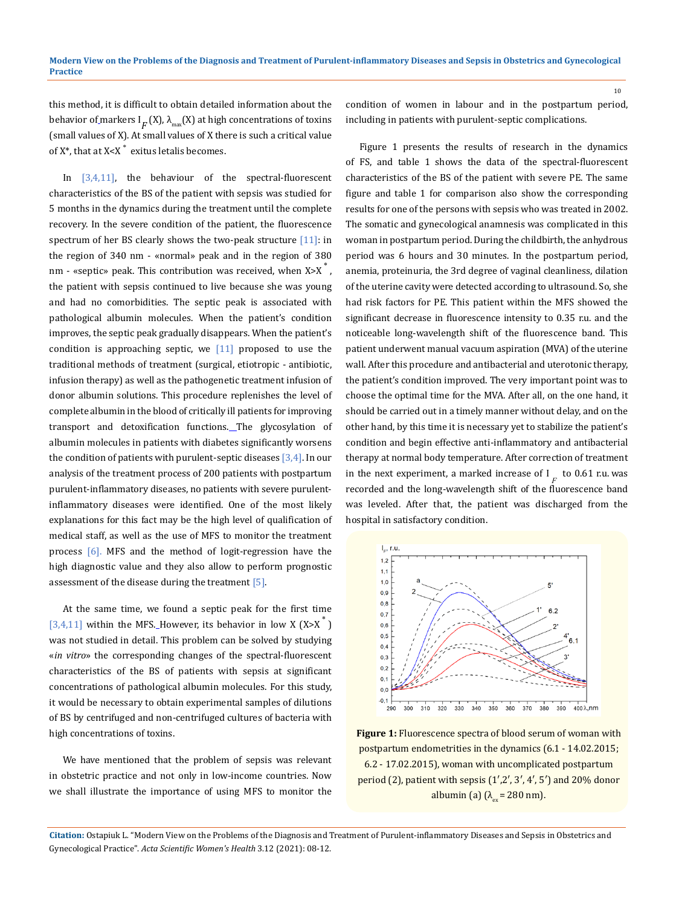this method, it is difficult to obtain detailed information about the behavior of markers $I_F(X)$, $\lambda_{max}(X)$ at high concentrations of toxins (small values of X). At small values of X there is such a critical value of X*, that at $X<X^*$ exitus letalis becomes.

In [3,4,11], the behaviour of the spectral-fluorescent characteristics of the BS of the patient with sepsis was studied for 5 months in the dynamics during the treatment until the complete recovery. In the severe condition of the patient, the fluorescence spectrum of her BS clearly shows the two-peak structure [11]: in the region of 340 nm - «normal» peak and in the region of 380 nm - «septic» peak. This contribution was received, when $X>X^*$, the patient with sepsis continued to live because she was young and had no comorbidities. The septic peak is associated with pathological albumin molecules. When the patient's condition improves, the septic peak gradually disappears. When the patient's condition is approaching septic, we [11] proposed to use the traditional methods of treatment (surgical, etiotropic - antibiotic, infusion therapy) as well as the pathogenetic treatment infusion of donor albumin solutions. This procedure replenishes the level of complete albumin in the blood of critically ill patients for improving transport and detoxification functions. The glycosylation of albumin molecules in patients with diabetes significantly worsens the condition of patients with purulent-septic diseases [3,4]. In our analysis of the treatment process of 200 patients with postpartum purulent-inflammatory diseases, no patients with severe purulent-inflammatory diseases were identified. One of the most likely explanations for this fact may be the high level of qualification of medical staff, as well as the use of MFS to monitor the treatment process [6]. MFS and the method of logit-regression have the high diagnostic value and they also allow to perform prognostic assessment of the disease during the treatment [5].

At the same time, we found a septic peak for the first time [3,4,11] within the MFS. However, its behavior in low X ($X>X^*$) was not studied in detail. This problem can be solved by studying «*in vitro*» the corresponding changes of the spectral-fluorescent characteristics of the BS of patients with sepsis at significant concentrations of pathological albumin molecules. For this study, it would be necessary to obtain experimental samples of dilutions of BS by centrifuged and non-centrifuged cultures of bacteria with high concentrations of toxins.

We have mentioned that the problem of sepsis was relevant in obstetric practice and not only in low-income countries. Now we shall illustrate the importance of using MFS to monitor the condition of women in labour and in the postpartum period, including in patients with purulent-septic complications.

Figure 1 presents the results of research in the dynamics of FS, and table 1 shows the data of the spectral-fluorescent characteristics of the BS of the patient with severe PE. The same figure and table 1 for comparison also show the corresponding results for one of the persons with sepsis who was treated in 2002. The somatic and gynecological anamnesis was complicated in this woman in postpartum period. During the childbirth, the anhydrous period was 6 hours and 30 minutes. In the postpartum period, anemia, proteinuria, the 3rd degree of vaginal cleanliness, dilation of the uterine cavity were detected according to ultrasound. So, she had risk factors for PE. This patient within the MFS showed the significant decrease in fluorescence intensity to 0.35 r.u. and the noticeable long-wavelength shift of the fluorescence band. This patient underwent manual vacuum aspiration (MVA) of the uterine wall. After this procedure and antibacterial and uterotonic therapy, the patient's condition improved. The very important point was to choose the optimal time for the MVA. After all, on the one hand, it should be carried out in a timely manner without delay, and on the other hand, by this time it is necessary yet to stabilize the patient's condition and begin effective anti-inflammatory and antibacterial therapy at normal body temperature. After correction of treatment in the next experiment, a marked increase of $I_F$ to 0.61 r.u. was recorded and the long-wavelength shift of the fluorescence band was leveled. After that, the patient was discharged from the hospital in satisfactory condition.

**Figure 1:** Fluorescence spectra of blood serum of woman with postpartum endometrities in the dynamics (6.1 - 14.02.2015; 6.2 - 17.02.2015), woman with uncomplicated postpartum period (2), patient with sepsis (1′,2′, 3′, 4′, 5′) and 20% donor albumin (a) ($\lambda_{ex}$ = 280 nm).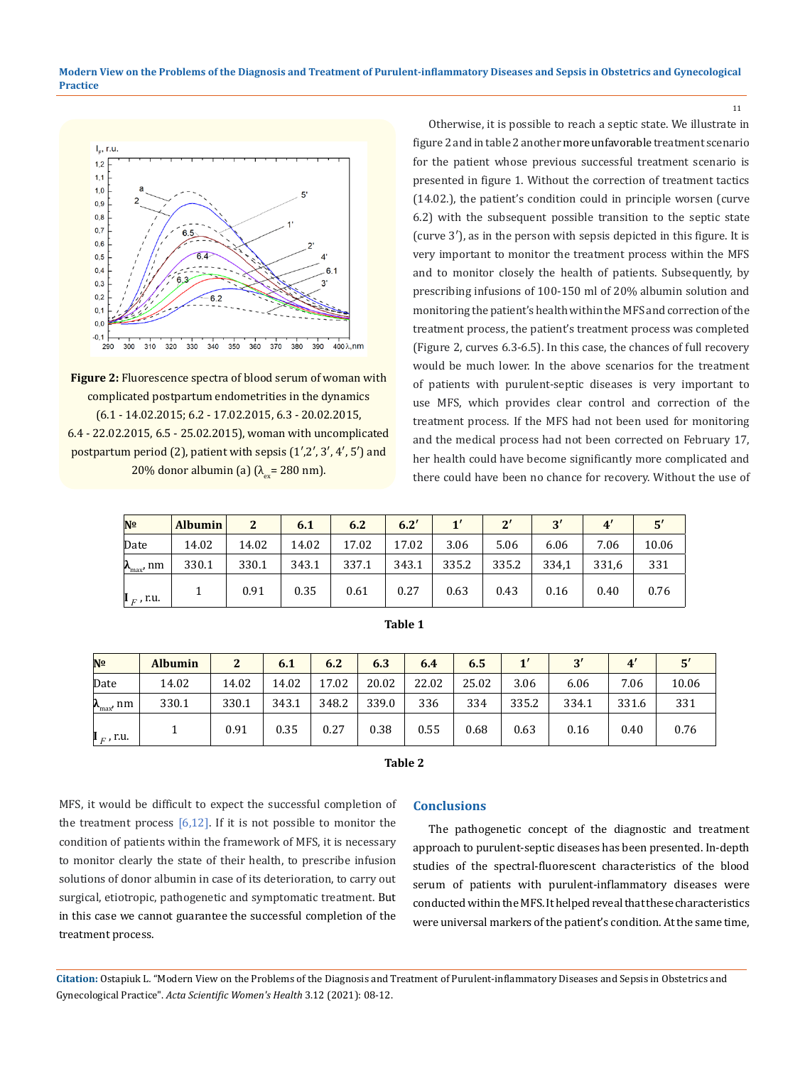Figure 2: Fluorescence spectra of blood serum of woman with complicated postpartum endometrities in the dynamics (6.1 - 14.02.2015; 6.2 - 17.02.2015, 6.3 - 20.02.2015, 6.4 - 22.02.2015, 6.5 - 25.02.2015), woman with uncomplicated postpartum period (2), patient with sepsis (1′,2′, 3′, 4′, 5′) and 20% donor albumin (a) ($\lambda_{ex}$= 280 nm).

Otherwise, it is possible to reach a septic state. We illustrate in figure 2 and in table 2 another more unfavorable treatment scenario for the patient whose previous successful treatment scenario is presented in figure 1. Without the correction of treatment tactics (14.02.), the patient's condition could in principle worsen (curve 6.2) with the subsequent possible transition to the septic state (curve 3′), as in the person with sepsis depicted in this figure. It is very important to monitor the treatment process within the MFS and to monitor closely the health of patients. Subsequently, by prescribing infusions of 100-150 ml of 20% albumin solution and monitoring the patient's health within the MFS and correction of the treatment process, the patient's treatment process was completed (Figure 2, curves 6.3-6.5). In this case, the chances of full recovery would be much lower. In the above scenarios for the treatment of patients with purulent-septic diseases is very important to use MFS, which provides clear control and correction of the treatment process. If the MFS had not been used for monitoring and the medical process had not been corrected on February 17, her health could have become significantly more complicated and there could have been no chance for recovery. Without the use of

| № | Albumin | 2 | 6.1 | 6.2 | 6.2′ | 1′ | 2′ | 3′ | 4′ | 5′ |
|---|---|---|---|---|---|---|---|---|---|---|
| Date | 14.02 | 14.02 | 14.02 | 17.02 | 17.02 | 3.06 | 5.06 | 6.06 | 7.06 | 10.06 |
| $\lambda_{max}$, nm | 330.1 | 330.1 | 343.1 | 337.1 | 343.1 | 335.2 | 335.2 | 334,1 | 331,6 | 331 |
| $I_F$, r.u. | 1 | 0.91 | 0.35 | 0.61 | 0.27 | 0.63 | 0.43 | 0.16 | 0.40 | 0.76 |

**Table 1**

| № | Albumin | 2 | 6.1 | 6.2 | 6.3 | 6.4 | 6.5 | 1′ | 3′ | 4′ | 5′ |
|---|---|---|---|---|---|---|---|---|---|---|---|
| Date | 14.02 | 14.02 | 14.02 | 17.02 | 20.02 | 22.02 | 25.02 | 3.06 | 6.06 | 7.06 | 10.06 |
| $\lambda_{max}$, nm | 330.1 | 330.1 | 343.1 | 348.2 | 339.0 | 336 | 334 | 335.2 | 334.1 | 331.6 | 331 |
| $I_F$, r.u. | 1 | 0.91 | 0.35 | 0.27 | 0.38 | 0.55 | 0.68 | 0.63 | 0.16 | 0.40 | 0.76 |

**Table 2**

MFS, it would be difficult to expect the successful completion of the treatment process [6,12]. If it is not possible to monitor the condition of patients within the framework of MFS, it is necessary to monitor clearly the state of their health, to prescribe infusion solutions of donor albumin in case of its deterioration, to carry out surgical, etiotropic, pathogenetic and symptomatic treatment. But in this case we cannot guarantee the successful completion of the treatment process.

## Conclusions

The pathogenetic concept of the diagnostic and treatment approach to purulent-septic diseases has been presented. In-depth studies of the spectral-fluorescent characteristics of the blood serum of patients with purulent-inflammatory diseases were conducted within the MFS. It helped reveal that these characteristics were universal markers of the patient's condition. At the same time,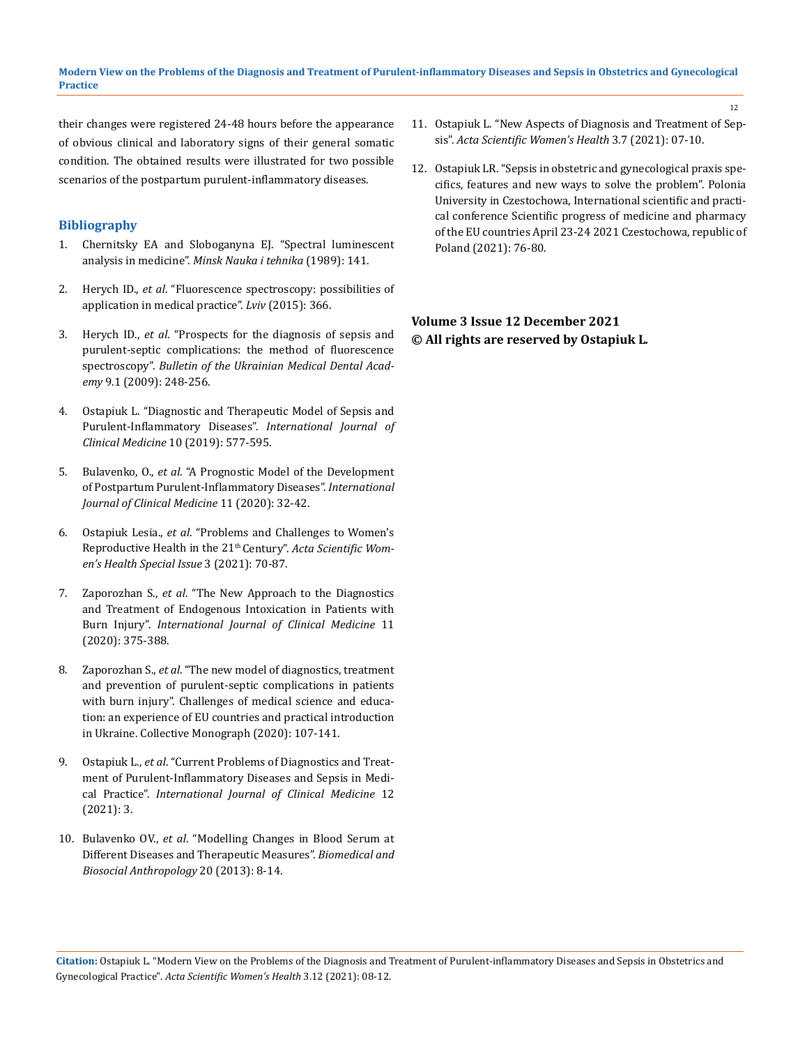their changes were registered 24-48 hours before the appearance of obvious clinical and laboratory signs of their general somatic condition. The obtained results were illustrated for two possible scenarios of the postpartum purulent-inflammatory diseases.

## Bibliography

1. Chernitsky EA and Sloboganyna EJ. "Spectral luminescent analysis in medicine". *Minsk Nauka i tehnika* (1989): 141.
2. Herych ID., *et al*. "Fluorescence spectroscopy: possibilities of application in medical practice". *Lviv* (2015): 366.
3. Herych ID., *et al*. "Prospects for the diagnosis of sepsis and purulent-septic complications: the method of fluorescence spectroscopy". *Bulletin of the Ukrainian Medical Dental Academy* 9.1 (2009): 248-256.
4. Ostapiuk L. "Diagnostic and Therapeutic Model of Sepsis and Purulent-Inflammatory Diseases". *International Journal of Clinical Medicine* 10 (2019): 577-595.
5. Bulavenko, O., *et al*. "A Prognostic Model of the Development of Postpartum Purulent-Inflammatory Diseases". *International Journal of Clinical Medicine* 11 (2020): 32-42.
6. Ostapiuk Lesia., *et al*. "Problems and Challenges to Women's Reproductive Health in the 21th Century". *Acta Scientific Women's Health Special Issue* 3 (2021): 70-87.
7. Zaporozhan S., *et al*. "The New Approach to the Diagnostics and Treatment of Endogenous Intoxication in Patients with Burn Injury". *International Journal of Clinical Medicine* 11 (2020): 375-388.
8. Zaporozhan S., *et al*. "The new model of diagnostics, treatment and prevention of purulent-septic complications in patients with burn injury". Challenges of medical science and education: an experience of EU countries and practical introduction in Ukraine. Collective Monograph (2020): 107-141.
9. Ostapiuk L., *et al*. "Current Problems of Diagnostics and Treatment of Purulent-Inflammatory Diseases and Sepsis in Medical Practice". *International Journal of Clinical Medicine* 12 (2021): 3.
10. Bulavenko OV., *et al*. "Modelling Changes in Blood Serum at Different Diseases and Therapeutic Measures". *Biomedical and Biosocial Anthropology* 20 (2013): 8-14.
11. Ostapiuk L. "New Aspects of Diagnosis and Treatment of Sepsis". *Acta Scientific Women's Health* 3.7 (2021): 07-10.
12. Ostapiuk LR. "Sepsis in obstetric and gynecological praxis specifics, features and new ways to solve the problem". Polonia University in Czestochowa, International scientific and practical conference Scientific progress of medicine and pharmacy of the EU countries April 23-24 2021 Czestochowa, republic of Poland (2021): 76-80.

**Volume 3 Issue 12 December 2021**
**© All rights are reserved by Ostapiuk L.**